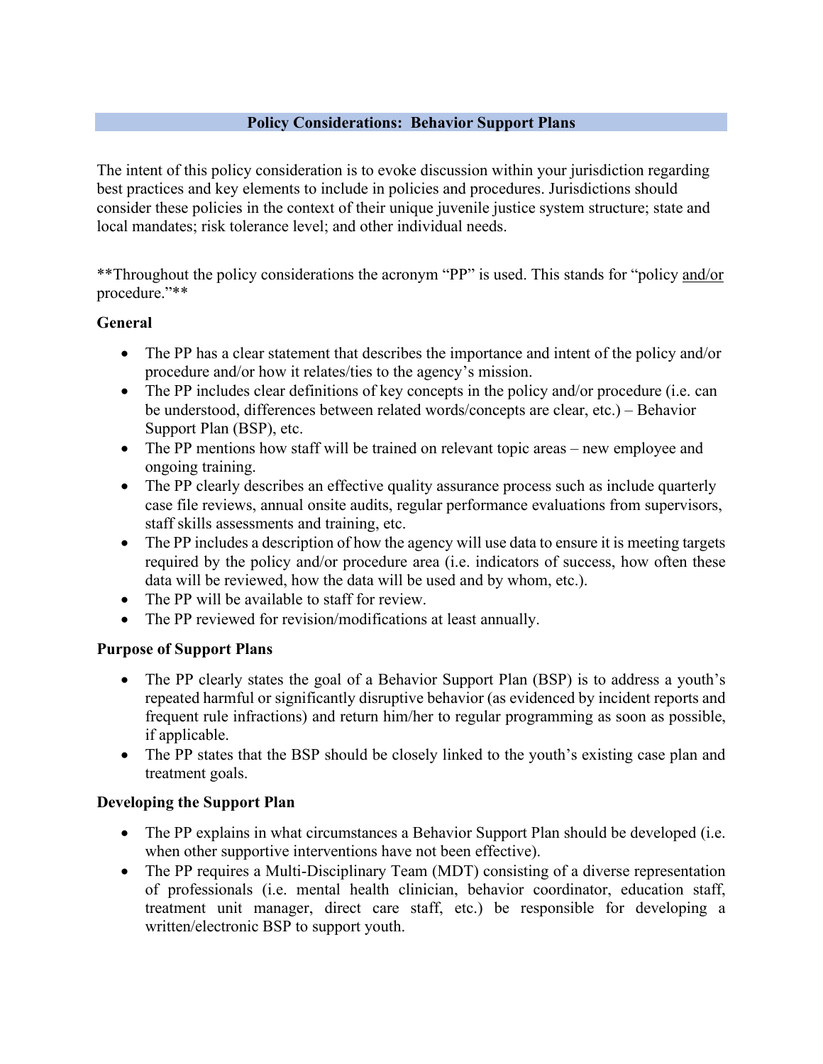## Policy Considerations: Behavior Support Plans

The intent of this policy consideration is to evoke discussion within your jurisdiction regarding best practices and key elements to include in policies and procedures. Jurisdictions should consider these policies in the context of their unique juvenile justice system structure; state and local mandates; risk tolerance level; and other individual needs.

**Throughout the policy considerations the acronym "PP" is used. This stands for "policy and/or procedure."**

### General

- The PP has a clear statement that describes the importance and intent of the policy and/or procedure and/or how it relates/ties to the agency's mission.
- The PP includes clear definitions of key concepts in the policy and/or procedure (i.e. can be understood, differences between related words/concepts are clear, etc.) – Behavior Support Plan (BSP), etc.
- The PP mentions how staff will be trained on relevant topic areas – new employee and ongoing training.
- The PP clearly describes an effective quality assurance process such as include quarterly case file reviews, annual onsite audits, regular performance evaluations from supervisors, staff skills assessments and training, etc.
- The PP includes a description of how the agency will use data to ensure it is meeting targets required by the policy and/or procedure area (i.e. indicators of success, how often these data will be reviewed, how the data will be used and by whom, etc.).
- The PP will be available to staff for review.
- The PP reviewed for revision/modifications at least annually.

### Purpose of Support Plans

- The PP clearly states the goal of a Behavior Support Plan (BSP) is to address a youth's repeated harmful or significantly disruptive behavior (as evidenced by incident reports and frequent rule infractions) and return him/her to regular programming as soon as possible, if applicable.
- The PP states that the BSP should be closely linked to the youth's existing case plan and treatment goals.

### Developing the Support Plan

- The PP explains in what circumstances a Behavior Support Plan should be developed (i.e. when other supportive interventions have not been effective).
- The PP requires a Multi-Disciplinary Team (MDT) consisting of a diverse representation of professionals (i.e. mental health clinician, behavior coordinator, education staff, treatment unit manager, direct care staff, etc.) be responsible for developing a written/electronic BSP to support youth.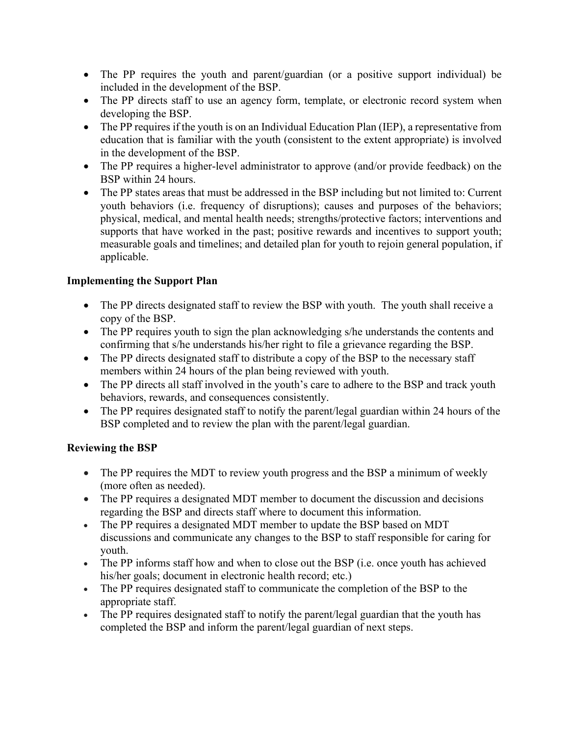- The PP requires the youth and parent/guardian (or a positive support individual) be included in the development of the BSP.
- The PP directs staff to use an agency form, template, or electronic record system when developing the BSP.
- The PP requires if the youth is on an Individual Education Plan (IEP), a representative from education that is familiar with the youth (consistent to the extent appropriate) is involved in the development of the BSP.
- The PP requires a higher-level administrator to approve (and/or provide feedback) on the BSP within 24 hours.
- The PP states areas that must be addressed in the BSP including but not limited to: Current youth behaviors (i.e. frequency of disruptions); causes and purposes of the behaviors; physical, medical, and mental health needs; strengths/protective factors; interventions and supports that have worked in the past; positive rewards and incentives to support youth; measurable goals and timelines; and detailed plan for youth to rejoin general population, if applicable.

**Implementing the Support Plan**

- The PP directs designated staff to review the BSP with youth. The youth shall receive a copy of the BSP.
- The PP requires youth to sign the plan acknowledging s/he understands the contents and confirming that s/he understands his/her right to file a grievance regarding the BSP.
- The PP directs designated staff to distribute a copy of the BSP to the necessary staff members within 24 hours of the plan being reviewed with youth.
- The PP directs all staff involved in the youth's care to adhere to the BSP and track youth behaviors, rewards, and consequences consistently.
- The PP requires designated staff to notify the parent/legal guardian within 24 hours of the BSP completed and to review the plan with the parent/legal guardian.

**Reviewing the BSP**

- The PP requires the MDT to review youth progress and the BSP a minimum of weekly (more often as needed).
- The PP requires a designated MDT member to document the discussion and decisions regarding the BSP and directs staff where to document this information.
- The PP requires a designated MDT member to update the BSP based on MDT discussions and communicate any changes to the BSP to staff responsible for caring for youth.
- The PP informs staff how and when to close out the BSP (i.e. once youth has achieved his/her goals; document in electronic health record; etc.)
- The PP requires designated staff to communicate the completion of the BSP to the appropriate staff.
- The PP requires designated staff to notify the parent/legal guardian that the youth has completed the BSP and inform the parent/legal guardian of next steps.